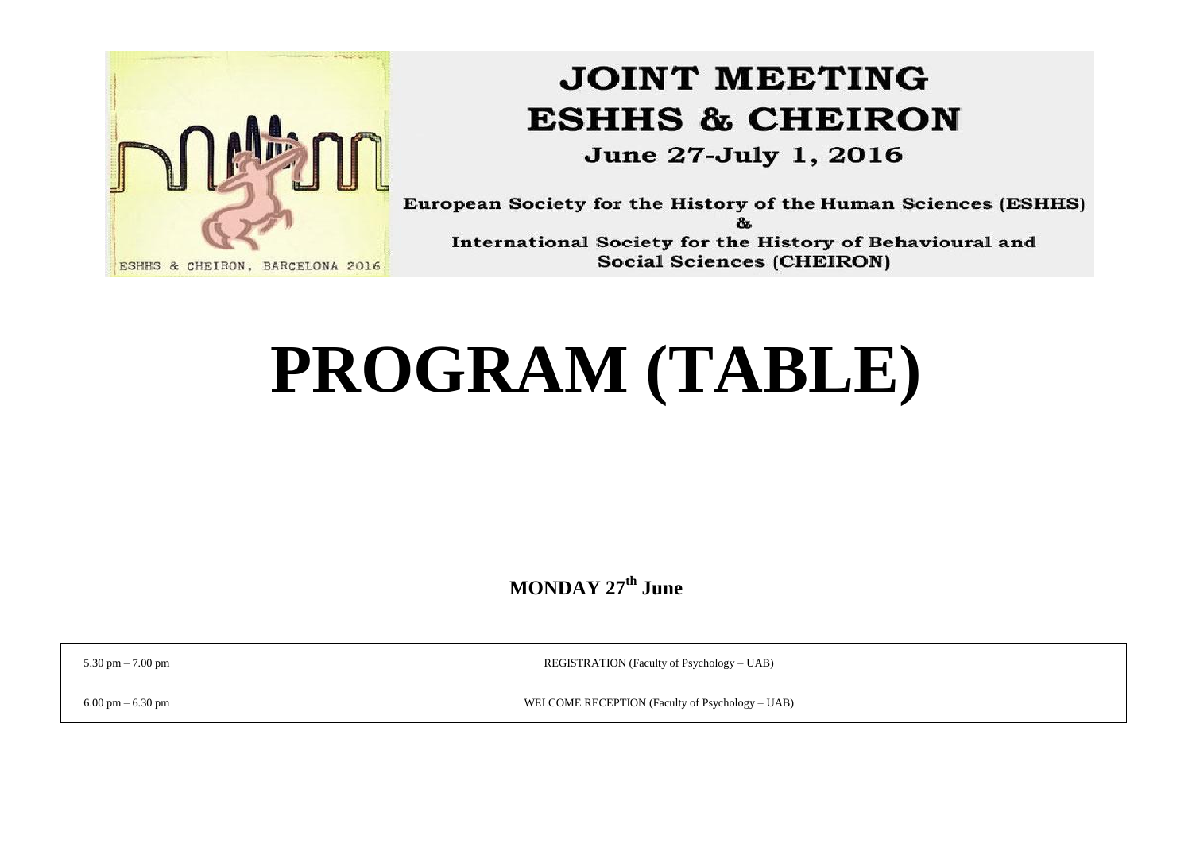# JOINT MEETING ESHHS & CHEIRON

**June 27-July 1, 2016**

European Society for the History of the Human Sciences (ESHHS)
&
International Society for the History of Behavioural and Social Sciences (CHEIRON)

ESHHS & CHEIRON, BARCELONA 2016

# PROGRAM (TABLE)

## MONDAY 27th June

| | |
|---|---|
| 5.30 pm – 7.00 pm | REGISTRATION (Faculty of Psychology – UAB) |
| 6.00 pm – 6.30 pm | WELCOME RECEPTION (Faculty of Psychology – UAB) |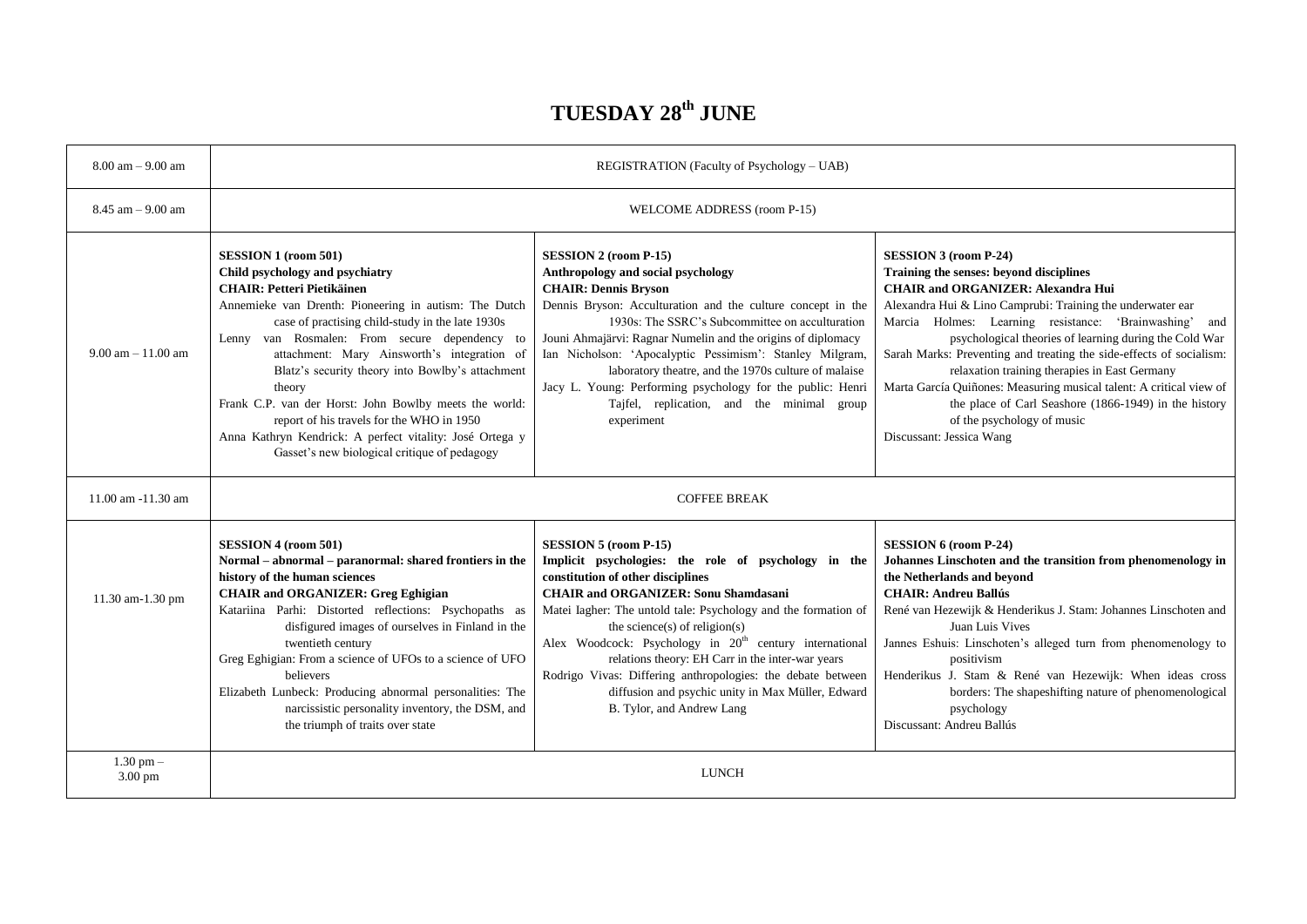# TUESDAY 28th JUNE

| | | | |
|---|---|---|---|
| 8.00 am – 9.00 am | REGISTRATION (Faculty of Psychology – UAB) | | |
| 8.45 am – 9.00 am | WELCOME ADDRESS (room P-15) | | |
| 9.00 am – 11.00 am | **SESSION 1 (room 501)**<br>**Child psychology and psychiatry**<br>**CHAIR: Petteri Pietikäinen**<br>Annemieke van Drenth: Pioneering in autism: The Dutch case of practising child-study in the late 1930s<br>Lenny van Rosmalen: From secure dependency to attachment: Mary Ainsworth's integration of Blatz's security theory into Bowlby's attachment theory<br>Frank C.P. van der Horst: John Bowlby meets the world: report of his travels for the WHO in 1950<br>Anna Kathryn Kendrick: A perfect vitality: José Ortega y Gasset's new biological critique of pedagogy | **SESSION 2 (room P-15)**<br>**Anthropology and social psychology**<br>**CHAIR: Dennis Bryson**<br>Dennis Bryson: Acculturation and the culture concept in the 1930s: The SSRC's Subcommittee on acculturation<br>Jouni Ahmajärvi: Ragnar Numelin and the origins of diplomacy<br>Ian Nicholson: 'Apocalyptic Pessimism': Stanley Milgram, laboratory theatre, and the 1970s culture of malaise<br>Jacy L. Young: Performing psychology for the public: Henri Tajfel, replication, and the minimal group experiment | **SESSION 3 (room P-24)**<br>**Training the senses: beyond disciplines**<br>**CHAIR and ORGANIZER: Alexandra Hui**<br>Alexandra Hui & Lino Camprubi: Training the underwater ear<br>Marcia Holmes: Learning resistance: 'Brainwashing' and psychological theories of learning during the Cold War<br>Sarah Marks: Preventing and treating the side-effects of socialism: relaxation training therapies in East Germany<br>Marta García Quiñones: Measuring musical talent: A critical view of the place of Carl Seashore (1866-1949) in the history of the psychology of music<br>Discussant: Jessica Wang |
| 11.00 am -11.30 am | COFFEE BREAK | | |
| 11.30 am-1.30 pm | **SESSION 4 (room 501)**<br>**Normal – abnormal – paranormal: shared frontiers in the history of the human sciences**<br>**CHAIR and ORGANIZER: Greg Eghigian**<br>Katariina Parhi: Distorted reflections: Psychopaths as disfigured images of ourselves in Finland in the twentieth century<br>Greg Eghigian: From a science of UFOs to a science of UFO believers<br>Elizabeth Lunbeck: Producing abnormal personalities: The narcissistic personality inventory, the DSM, and the triumph of traits over state | **SESSION 5 (room P-15)**<br>**Implicit psychologies: the role of psychology in the constitution of other disciplines**<br>**CHAIR and ORGANIZER: Sonu Shamdasani**<br>Matei Iagher: The untold tale: Psychology and the formation of the science(s) of religion(s)<br>Alex Woodcock: Psychology in 20th century international relations theory: EH Carr in the inter-war years<br>Rodrigo Vivas: Differing anthropologies: the debate between diffusion and psychic unity in Max Müller, Edward B. Tylor, and Andrew Lang | **SESSION 6 (room P-24)**<br>**Johannes Linschoten and the transition from phenomenology in the Netherlands and beyond**<br>**CHAIR: Andreu Ballús**<br>René van Hezewijk & Henderikus J. Stam: Johannes Linschoten and Juan Luis Vives<br>Jannes Eshuis: Linschoten's alleged turn from phenomenology to positivism<br>Henderikus J. Stam & René van Hezewijk: When ideas cross borders: The shapeshifting nature of phenomenological psychology<br>Discussant: Andreu Ballús |
| 1.30 pm – 3.00 pm | LUNCH | | |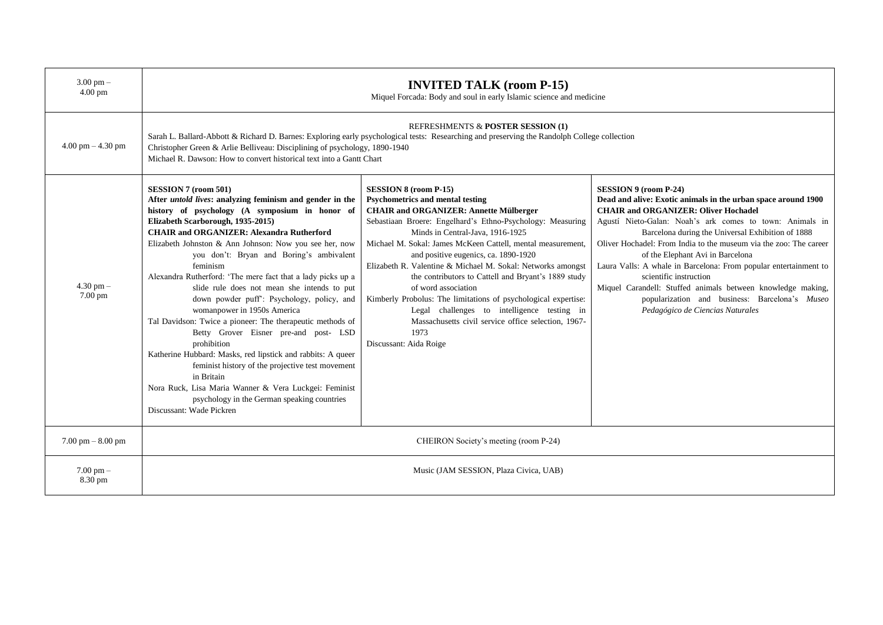| | | | |
|---|---|---|---|
| 3.00 pm – 4.00 pm | **INVITED TALK (room P-15)**<br>Miquel Forcada: Body and soul in early Islamic science and medicine | | |
| 4.00 pm – 4.30 pm | REFRESHMENTS & **POSTER SESSION (1)**<br>Sarah L. Ballard-Abbott & Richard D. Barnes: Exploring early psychological tests: Researching and preserving the Randolph College collection<br>Christopher Green & Arlie Belliveau: Disciplining of psychology, 1890-1940<br>Michael R. Dawson: How to convert historical text into a Gantt Chart | | |
| 4.30 pm – 7.00 pm | **SESSION 7 (room 501)**<br>**After *untold lives*: analyzing feminism and gender in the history of psychology (A symposium in honor of Elizabeth Scarborough, 1935-2015)**<br>**CHAIR and ORGANIZER: Alexandra Rutherford**<br>Elizabeth Johnston & Ann Johnson: Now you see her, now you don't: Bryan and Boring's ambivalent feminism<br>Alexandra Rutherford: 'The mere fact that a lady picks up a slide rule does not mean she intends to put down powder puff': Psychology, policy, and womanpower in 1950s America<br>Tal Davidson: Twice a pioneer: The therapeutic methods of Betty Grover Eisner pre-and post- LSD prohibition<br>Katherine Hubbard: Masks, red lipstick and rabbits: A queer feminist history of the projective test movement in Britain<br>Nora Ruck, Lisa Maria Wanner & Vera Luckgei: Feminist psychology in the German speaking countries<br>Discussant: Wade Pickren | **SESSION 8 (room P-15)**<br>**Psychometrics and mental testing**<br>**CHAIR and ORGANIZER: Annette Mülberger**<br>Sebastiaan Broere: Engelhard's Ethno-Psychology: Measuring Minds in Central-Java, 1916-1925<br>Michael M. Sokal: James McKeen Cattell, mental measurement, and positive eugenics, ca. 1890-1920<br>Elizabeth R. Valentine & Michael M. Sokal: Networks amongst the contributors to Cattell and Bryant's 1889 study of word association<br>Kimberly Probolus: The limitations of psychological expertise: Legal challenges to intelligence testing in Massachusetts civil service office selection, 1967-1973<br>Discussant: Aida Roige | **SESSION 9 (room P-24)**<br>**Dead and alive: Exotic animals in the urban space around 1900**<br>**CHAIR and ORGANIZER: Oliver Hochadel**<br>Agustí Nieto-Galan: Noah's ark comes to town: Animals in Barcelona during the Universal Exhibition of 1888<br>Oliver Hochadel: From India to the museum via the zoo: The career of the Elephant Avi in Barcelona<br>Laura Valls: A whale in Barcelona: From popular entertainment to scientific instruction<br>Miquel Carandell: Stuffed animals between knowledge making, popularization and business: Barcelona's *Museo Pedagógico de Ciencias Naturales* |
| 7.00 pm – 8.00 pm | CHEIRON Society's meeting (room P-24) | | |
| 7.00 pm – 8.30 pm | Music (JAM SESSION, Plaza Civica, UAB) | | |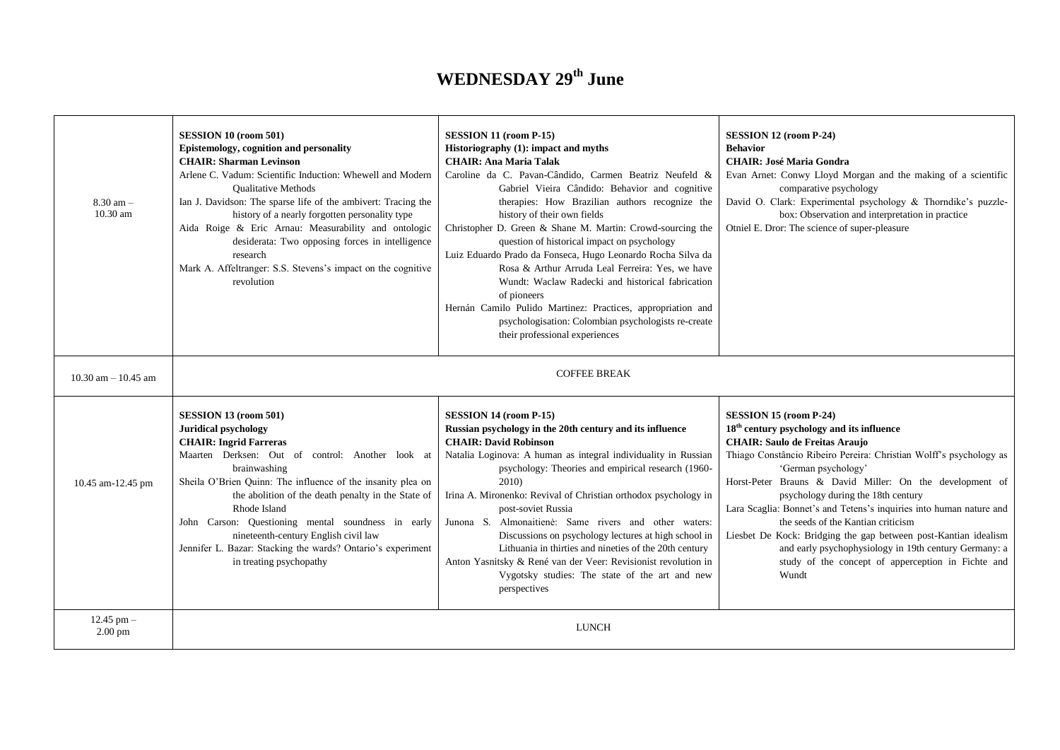# WEDNESDAY 29th June

| | | | |
|---|---|---|---|
| 8.30 am – 10.30 am | **SESSION 10 (room 501)**<br>**Epistemology, cognition and personality**<br>**CHAIR: Sharman Levinson**<br>Arlene C. Vadum: Scientific Induction: Whewell and Modern Qualitative Methods<br>Ian J. Davidson: The sparse life of the ambivert: Tracing the history of a nearly forgotten personality type<br>Aida Roige & Eric Arnau: Measurability and ontologic desiderata: Two opposing forces in intelligence research<br>Mark A. Affeltranger: S.S. Stevens's impact on the cognitive revolution | **SESSION 11 (room P-15)**<br>**Historiography (1): impact and myths**<br>**CHAIR: Ana Maria Talak**<br>Caroline da C. Pavan-Cândido, Carmen Beatriz Neufeld & Gabriel Vieira Cândido: Behavior and cognitive therapies: How Brazilian authors recognize the history of their own fields<br>Christopher D. Green & Shane M. Martin: Crowd-sourcing the question of historical impact on psychology<br>Luiz Eduardo Prado da Fonseca, Hugo Leonardo Rocha Silva da Rosa & Arthur Arruda Leal Ferreira: Yes, we have Wundt: Waclaw Radecki and historical fabrication of pioneers<br>Hernán Camilo Pulido Martinez: Practices, appropriation and psychologisation: Colombian psychologists re-create their professional experiences | **SESSION 12 (room P-24)**<br>**Behavior**<br>**CHAIR: José Maria Gondra**<br>Evan Arnet: Conwy Lloyd Morgan and the making of a scientific comparative psychology<br>David O. Clark: Experimental psychology & Thorndike's puzzle-box: Observation and interpretation in practice<br>Otniel E. Dror: The science of super-pleasure |
| 10.30 am – 10.45 am | COFFEE BREAK | | |
| 10.45 am-12.45 pm | **SESSION 13 (room 501)**<br>**Juridical psychology**<br>**CHAIR: Ingrid Farreras**<br>Maarten Derksen: Out of control: Another look at brainwashing<br>Sheila O'Brien Quinn: The influence of the insanity plea on the abolition of the death penalty in the State of Rhode Island<br>John Carson: Questioning mental soundness in early nineteenth-century English civil law<br>Jennifer L. Bazar: Stacking the wards? Ontario's experiment in treating psychopathy | **SESSION 14 (room P-15)**<br>**Russian psychology in the 20th century and its influence**<br>**CHAIR: David Robinson**<br>Natalia Loginova: A human as integral individuality in Russian psychology: Theories and empirical research (1960-2010)<br>Irina A. Mironenko: Revival of Christian orthodox psychology in post-soviet Russia<br>Junona S. Almonaitienė: Same rivers and other waters: Discussions on psychology lectures at high school in Lithuania in thirties and nineties of the 20th century<br>Anton Yasnitsky & René van der Veer: Revisionist revolution in Vygotsky studies: The state of the art and new perspectives | **SESSION 15 (room P-24)**<br>**18th century psychology and its influence**<br>**CHAIR: Saulo de Freitas Araujo**<br>Thiago Constâncio Ribeiro Pereira: Christian Wolff's psychology as 'German psychology'<br>Horst-Peter Brauns & David Miller: On the development of psychology during the 18th century<br>Lara Scaglia: Bonnet's and Tetens's inquiries into human nature and the seeds of the Kantian criticism<br>Liesbet De Kock: Bridging the gap between post-Kantian idealism and early psychophysiology in 19th century Germany: a study of the concept of apperception in Fichte and Wundt |
| 12.45 pm – 2.00 pm | LUNCH | | |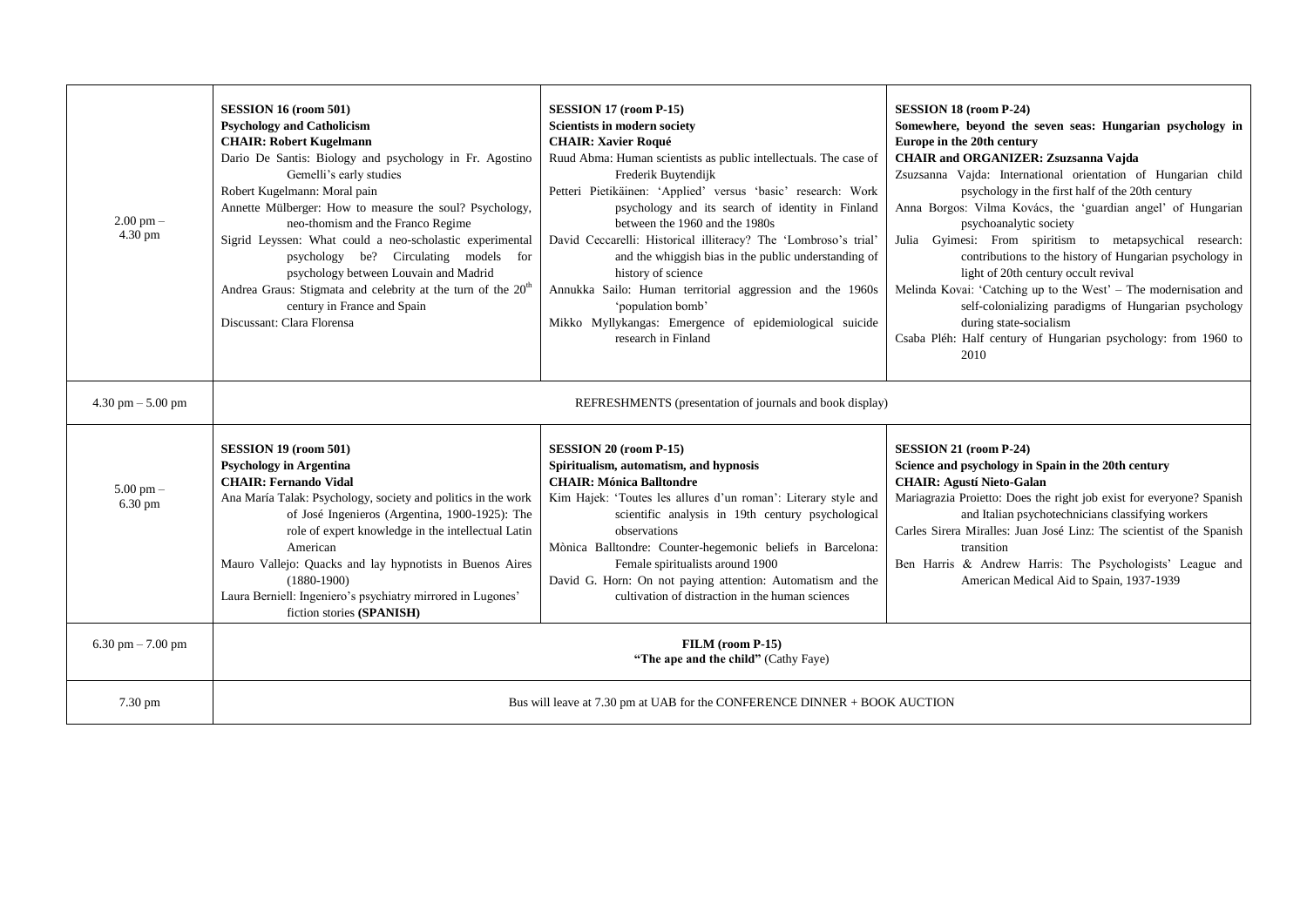| | | | |
|---|---|---|---|
| 2.00 pm – 4.30 pm | **SESSION 16 (room 501)**<br>**Psychology and Catholicism**<br>**CHAIR: Robert Kugelmann**<br>Dario De Santis: Biology and psychology in Fr. Agostino Gemelli's early studies<br>Robert Kugelmann: Moral pain<br>Annette Mülberger: How to measure the soul? Psychology, neo-thomism and the Franco Regime<br>Sigrid Leyssen: What could a neo-scholastic experimental psychology be? Circulating models for psychology between Louvain and Madrid<br>Andrea Graus: Stigmata and celebrity at the turn of the 20th century in France and Spain<br>Discussant: Clara Florensa | **SESSION 17 (room P-15)**<br>**Scientists in modern society**<br>**CHAIR: Xavier Roqué**<br>Ruud Abma: Human scientists as public intellectuals. The case of Frederik Buytendijk<br>Petteri Pietikäinen: 'Applied' versus 'basic' research: Work psychology and its search of identity in Finland between the 1960 and the 1980s<br>David Ceccarelli: Historical illiteracy? The 'Lombroso's trial' and the whiggish bias in the public understanding of history of science<br>Annukka Sailo: Human territorial aggression and the 1960s 'population bomb'<br>Mikko Myllykangas: Emergence of epidemiological suicide research in Finland | **SESSION 18 (room P-24)**<br>**Somewhere, beyond the seven seas: Hungarian psychology in Europe in the 20th century**<br>**CHAIR and ORGANIZER: Zsuzsanna Vajda**<br>Zsuzsanna Vajda: International orientation of Hungarian child psychology in the first half of the 20th century<br>Anna Borgos: Vilma Kovács, the 'guardian angel' of Hungarian psychoanalytic society<br>Julia Gyimesi: From spiritism to metapsychical research: contributions to the history of Hungarian psychology in light of 20th century occult revival<br>Melinda Kovai: 'Catching up to the West' – The modernisation and self-colonializing paradigms of Hungarian psychology during state-socialism<br>Csaba Pléh: Half century of Hungarian psychology: from 1960 to 2010 |
| 4.30 pm – 5.00 pm | REFRESHMENTS (presentation of journals and book display) | | |
| 5.00 pm – 6.30 pm | **SESSION 19 (room 501)**<br>**Psychology in Argentina**<br>**CHAIR: Fernando Vidal**<br>Ana María Talak: Psychology, society and politics in the work of José Ingenieros (Argentina, 1900-1925): The role of expert knowledge in the intellectual Latin American<br>Mauro Vallejo: Quacks and lay hypnotists in Buenos Aires (1880-1900)<br>Laura Berniell: Ingeniero's psychiatry mirrored in Lugones' fiction stories **(SPANISH)** | **SESSION 20 (room P-15)**<br>**Spiritualism, automatism, and hypnosis**<br>**CHAIR: Mónica Balltondre**<br>Kim Hajek: 'Toutes les allures d'un roman': Literary style and scientific analysis in 19th century psychological observations<br>Mònica Balltondre: Counter-hegemonic beliefs in Barcelona: Female spiritualists around 1900<br>David G. Horn: On not paying attention: Automatism and the cultivation of distraction in the human sciences | **SESSION 21 (room P-24)**<br>**Science and psychology in Spain in the 20th century**<br>**CHAIR: Agustí Nieto-Galan**<br>Mariagrazia Proietto: Does the right job exist for everyone? Spanish and Italian psychotechnicians classifying workers<br>Carles Sirera Miralles: Juan José Linz: The scientist of the Spanish transition<br>Ben Harris & Andrew Harris: The Psychologists' League and American Medical Aid to Spain, 1937-1939 |
| 6.30 pm – 7.00 pm | **FILM (room P-15)**<br>**"The ape and the child"** (Cathy Faye) | | |
| 7.30 pm | Bus will leave at 7.30 pm at UAB for the CONFERENCE DINNER + BOOK AUCTION | | |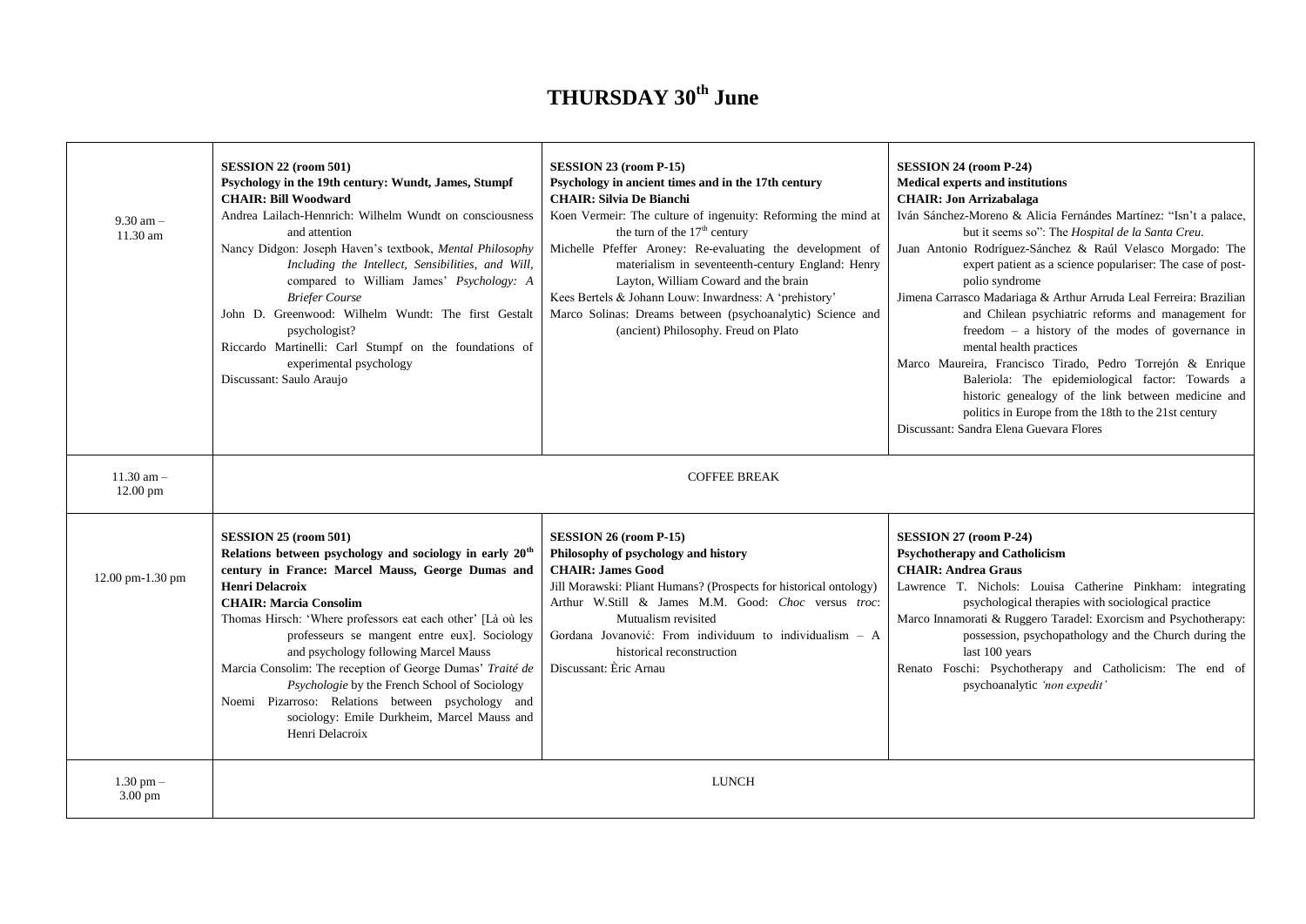# THURSDAY 30th June

| | | | |
|---|---|---|---|
| 9.30 am – 11.30 am | **SESSION 22 (room 501)**<br>**Psychology in the 19th century: Wundt, James, Stumpf**<br>**CHAIR: Bill Woodward**<br>Andrea Lailach-Hennrich: Wilhelm Wundt on consciousness and attention<br>Nancy Didgon: Joseph Haven's textbook, *Mental Philosophy Including the Intellect, Sensibilities, and Will*, compared to William James' *Psychology: A Briefer Course*<br>John D. Greenwood: Wilhelm Wundt: The first Gestalt psychologist?<br>Riccardo Martinelli: Carl Stumpf on the foundations of experimental psychology<br>Discussant: Saulo Araujo | **SESSION 23 (room P-15)**<br>**Psychology in ancient times and in the 17th century**<br>**CHAIR: Silvia De Bianchi**<br>Koen Vermeir: The culture of ingenuity: Reforming the mind at the turn of the 17th century<br>Michelle Pfeffer Aroney: Re-evaluating the development of materialism in seventeenth-century England: Henry Layton, William Coward and the brain<br>Kees Bertels & Johann Louw: Inwardness: A 'prehistory'<br>Marco Solinas: Dreams between (psychoanalytic) Science and (ancient) Philosophy. Freud on Plato | **SESSION 24 (room P-24)**<br>**Medical experts and institutions**<br>**CHAIR: Jon Arrizabalaga**<br>Iván Sánchez-Moreno & Alicia Fernándes Martínez: "Isn't a palace, but it seems so": The *Hospital de la Santa Creu*.<br>Juan Antonio Rodríguez-Sánchez & Raúl Velasco Morgado: The expert patient as a science populariser: The case of post-polio syndrome<br>Jimena Carrasco Madariaga & Arthur Arruda Leal Ferreira: Brazilian and Chilean psychiatric reforms and management for freedom – a history of the modes of governance in mental health practices<br>Marco Maureira, Francisco Tirado, Pedro Torrejón & Enrique Baleriola: The epidemiological factor: Towards a historic genealogy of the link between medicine and politics in Europe from the 18th to the 21st century<br>Discussant: Sandra Elena Guevara Flores |
| 11.30 am – 12.00 pm | COFFEE BREAK | | |
| 12.00 pm-1.30 pm | **SESSION 25 (room 501)**<br>**Relations between psychology and sociology in early 20th century in France: Marcel Mauss, George Dumas and Henri Delacroix**<br>**CHAIR: Marcia Consolim**<br>Thomas Hirsch: 'Where professors eat each other' [Là où les professeurs se mangent entre eux]. Sociology and psychology following Marcel Mauss<br>Marcia Consolim: The reception of George Dumas' *Traité de Psychologie* by the French School of Sociology<br>Noemi Pizarroso: Relations between psychology and sociology: Emile Durkheim, Marcel Mauss and Henri Delacroix | **SESSION 26 (room P-15)**<br>**Philosophy of psychology and history**<br>**CHAIR: James Good**<br>Jill Morawski: Pliant Humans? (Prospects for historical ontology)<br>Arthur W.Still & James M.M. Good: *Choc* versus *troc*: Mutualism revisited<br>Gordana Jovanović: From individuum to individualism – A historical reconstruction<br>Discussant: Èric Arnau | **SESSION 27 (room P-24)**<br>**Psychotherapy and Catholicism**<br>**CHAIR: Andrea Graus**<br>Lawrence T. Nichols: Louisa Catherine Pinkham: integrating psychological therapies with sociological practice<br>Marco Innamorati & Ruggero Taradel: Exorcism and Psychotherapy: possession, psychopathology and the Church during the last 100 years<br>Renato Foschi: Psychotherapy and Catholicism: The end of psychoanalytic *'non expedit'* |
| 1.30 pm – 3.00 pm | LUNCH | | |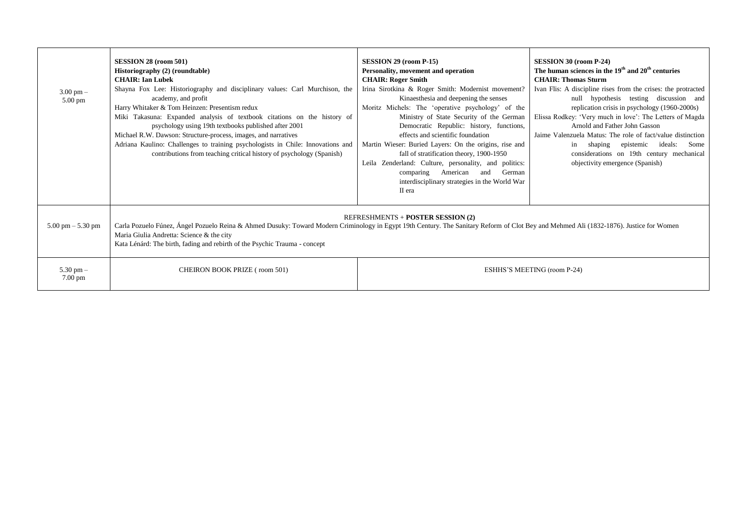| | | | |
|---|---|---|---|
| 3.00 pm – 5.00 pm | **SESSION 28 (room 501)**<br>**Historiography (2) (roundtable)**<br>**CHAIR: Ian Lubek**<br>Shayna Fox Lee: Historiography and disciplinary values: Carl Murchison, the academy, and profit<br>Harry Whitaker & Tom Heinzen: Presentism redux<br>Miki Takasuna: Expanded analysis of textbook citations on the history of psychology using 19th textbooks published after 2001<br>Michael R.W. Dawson: Structure-process, images, and narratives<br>Adriana Kaulino: Challenges to training psychologists in Chile: Innovations and contributions from teaching critical history of psychology (Spanish) | **SESSION 29 (room P-15)**<br>**Personality, movement and operation**<br>**CHAIR: Roger Smith**<br>Irina Sirotkina & Roger Smith: Modernist movement? Kinaesthesia and deepening the senses<br>Moritz Michels: The 'operative psychology' of the Ministry of State Security of the German Democratic Republic: history, functions, effects and scientific foundation<br>Martin Wieser: Buried Layers: On the origins, rise and fall of stratification theory, 1900-1950<br>Leila Zenderland: Culture, personality, and politics: comparing American and German interdisciplinary strategies in the World War II era | **SESSION 30 (room P-24)**<br>**The human sciences in the 19th and 20th centuries**<br>**CHAIR: Thomas Sturm**<br>Ivan Flis: A discipline rises from the crises: the protracted null hypothesis testing discussion and replication crisis in psychology (1960-2000s)<br>Elissa Rodkey: 'Very much in love': The Letters of Magda Arnold and Father John Gasson<br>Jaime Valenzuela Matus: The role of fact/value distinction in shaping epistemic ideals: Some considerations on 19th century mechanical objectivity emergence (Spanish) |
| 5.00 pm – 5.30 pm | REFRESHMENTS + **POSTER SESSION (2)**<br>Carla Pozuelo Fúnez, Ángel Pozuelo Reina & Ahmed Dusuky: Toward Modern Criminology in Egypt 19th Century. The Sanitary Reform of Clot Bey and Mehmed Ali (1832-1876). Justice for Women<br>Maria Giulia Andretta: Science & the city<br>Kata Lénárd: The birth, fading and rebirth of the Psychic Trauma - concept | | |
| 5.30 pm – 7.00 pm | CHEIRON BOOK PRIZE ( room 501) | ESHHS'S MEETING (room P-24) | |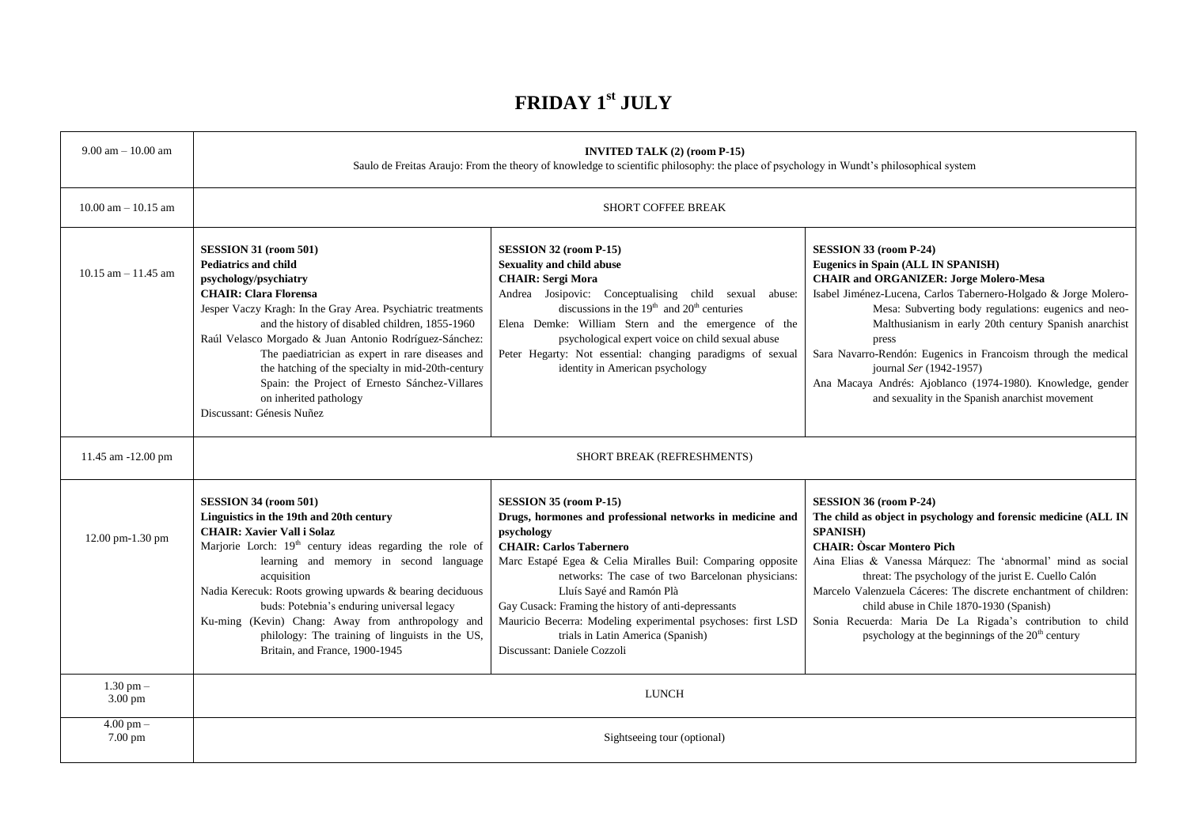# FRIDAY 1st JULY

| | | | |
|---|---|---|---|
| 9.00 am – 10.00 am | **INVITED TALK (2) (room P-15)**<br>Saulo de Freitas Araujo: From the theory of knowledge to scientific philosophy: the place of psychology in Wundt's philosophical system | | |
| 10.00 am – 10.15 am | SHORT COFFEE BREAK | | |
| 10.15 am – 11.45 am | **SESSION 31 (room 501)**<br>**Pediatrics and child psychology/psychiatry**<br>**CHAIR: Clara Florensa**<br>Jesper Vaczy Kragh: In the Gray Area. Psychiatric treatments and the history of disabled children, 1855-1960<br>Raúl Velasco Morgado & Juan Antonio Rodríguez-Sánchez: The paediatrician as expert in rare diseases and the hatching of the specialty in mid-20th-century Spain: the Project of Ernesto Sánchez-Villares on inherited pathology<br>Discussant: Génesis Nuñez | **SESSION 32 (room P-15)**<br>**Sexuality and child abuse**<br>**CHAIR: Sergi Mora**<br>Andrea Josipovic: Conceptualising child sexual abuse: discussions in the 19th and 20th centuries<br>Elena Demke: William Stern and the emergence of the psychological expert voice on child sexual abuse<br>Peter Hegarty: Not essential: changing paradigms of sexual identity in American psychology | **SESSION 33 (room P-24)**<br>**Eugenics in Spain (ALL IN SPANISH)**<br>**CHAIR and ORGANIZER: Jorge Molero-Mesa**<br>Isabel Jiménez-Lucena, Carlos Tabernero-Holgado & Jorge Molero-Mesa: Subverting body regulations: eugenics and neo-Malthusianism in early 20th century Spanish anarchist press<br>Sara Navarro-Rendón: Eugenics in Francoism through the medical journal *Ser* (1942-1957)<br>Ana Macaya Andrés: Ajoblanco (1974-1980). Knowledge, gender and sexuality in the Spanish anarchist movement |
| 11.45 am -12.00 pm | SHORT BREAK (REFRESHMENTS) | | |
| 12.00 pm-1.30 pm | **SESSION 34 (room 501)**<br>**Linguistics in the 19th and 20th century**<br>**CHAIR: Xavier Vall i Solaz**<br>Marjorie Lorch: 19th century ideas regarding the role of learning and memory in second language acquisition<br>Nadia Kerecuk: Roots growing upwards & bearing deciduous buds: Potebnia's enduring universal legacy<br>Ku-ming (Kevin) Chang: Away from anthropology and philology: The training of linguists in the US, Britain, and France, 1900-1945 | **SESSION 35 (room P-15)**<br>**Drugs, hormones and professional networks in medicine and psychology**<br>**CHAIR: Carlos Tabernero**<br>Marc Estapé Egea & Celia Miralles Buil: Comparing opposite networks: The case of two Barcelonan physicians: Lluís Sayé and Ramón Plà<br>Gay Cusack: Framing the history of anti-depressants<br>Mauricio Becerra: Modeling experimental psychoses: first LSD trials in Latin America (Spanish)<br>Discussant: Daniele Cozzoli | **SESSION 36 (room P-24)**<br>**The child as object in psychology and forensic medicine (ALL IN SPANISH)**<br>**CHAIR: Òscar Montero Pich**<br>Aina Elias & Vanessa Márquez: The 'abnormal' mind as social threat: The psychology of the jurist E. Cuello Calón<br>Marcelo Valenzuela Cáceres: The discrete enchantment of children: child abuse in Chile 1870-1930 (Spanish)<br>Sonia Recuerda: Maria De La Rigada's contribution to child psychology at the beginnings of the 20th century |
| 1.30 pm – 3.00 pm | LUNCH | | |
| 4.00 pm – 7.00 pm | Sightseeing tour (optional) | | |